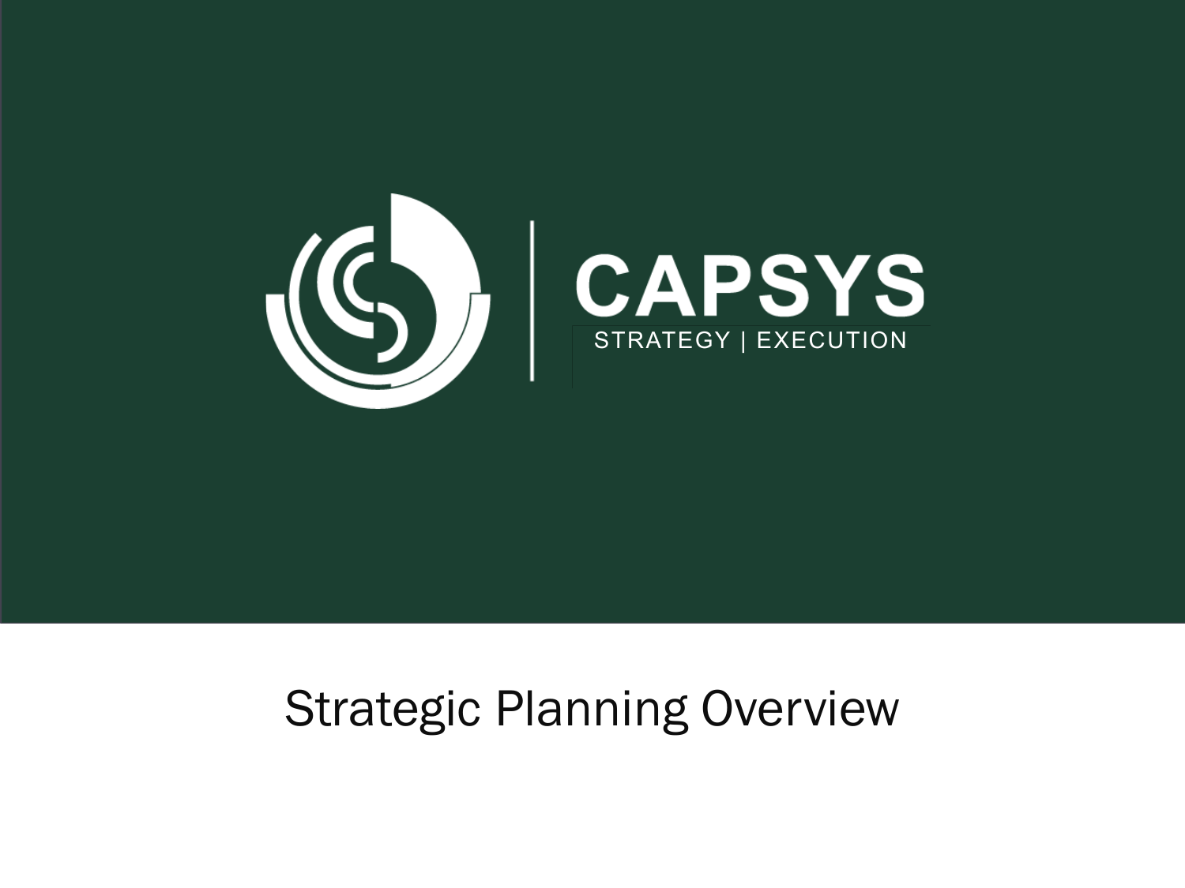CAPSYS

STRATEGY | EXECUTION

# Strategic Planning Overview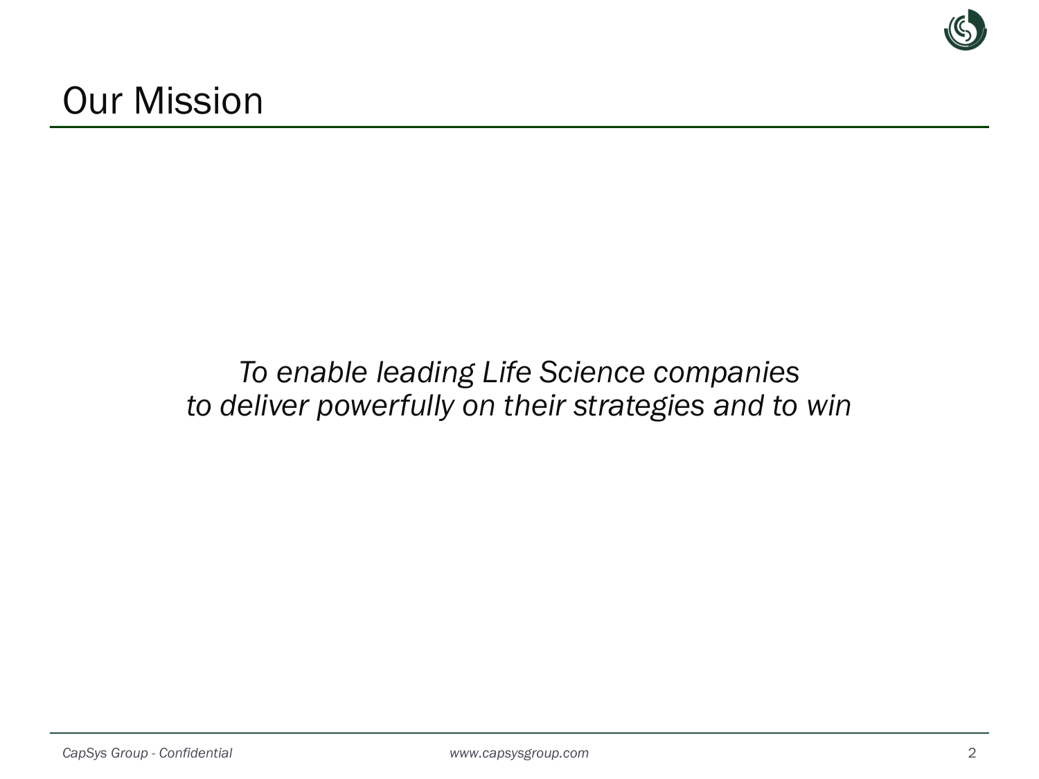# Our Mission

*To enable leading Life Science companies to deliver powerfully on their strategies and to win*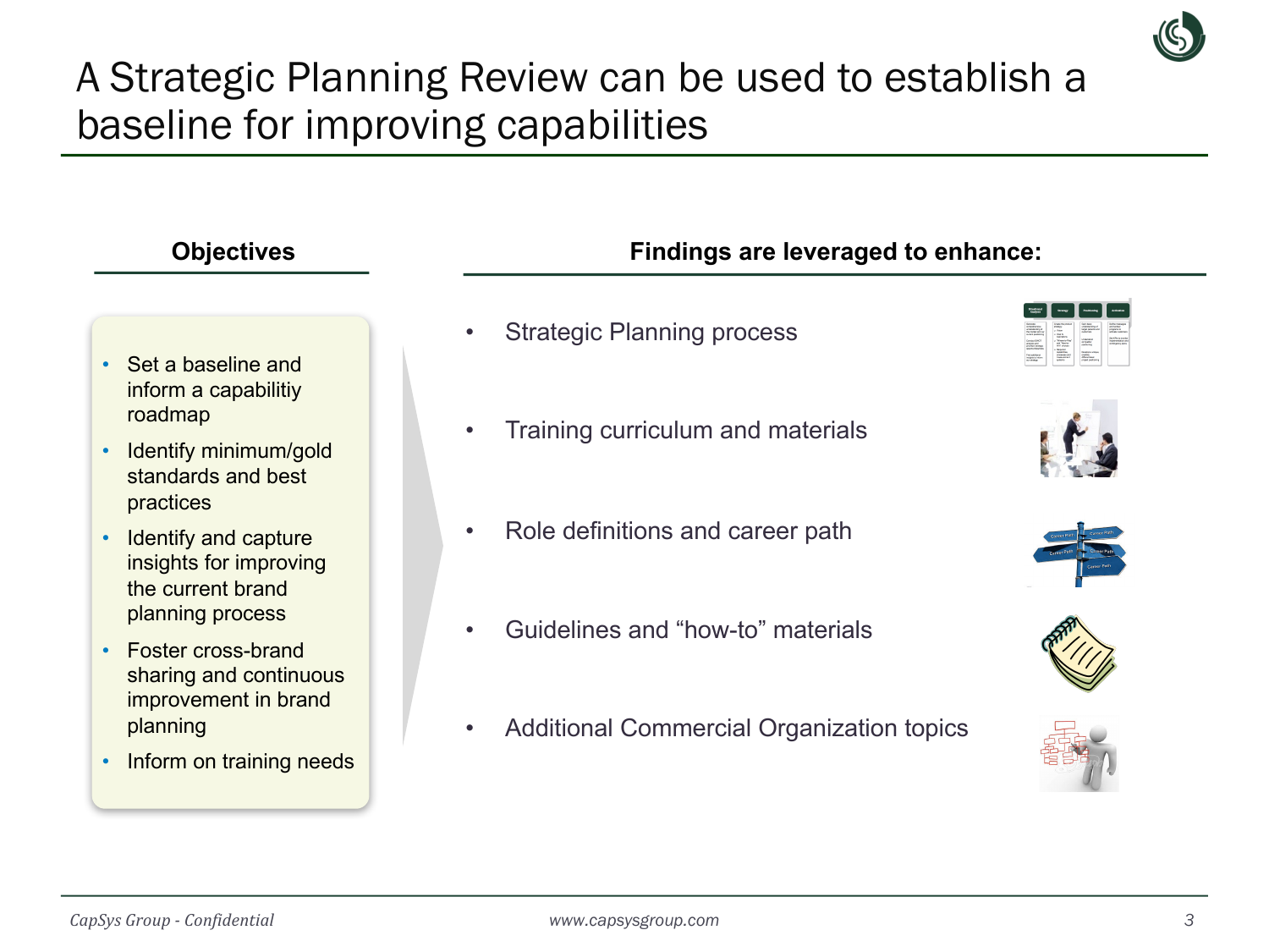# A Strategic Planning Review can be used to establish a baseline for improving capabilities

## Objectives

- Set a baseline and inform a capabilitiy roadmap
- Identify minimum/gold standards and best practices
- Identify and capture insights for improving the current brand planning process
- Foster cross-brand sharing and continuous improvement in brand planning
- Inform on training needs

## Findings are leveraged to enhance:

- Strategic Planning process
- Training curriculum and materials
- Role definitions and career path
- Guidelines and "how-to" materials
- Additional Commercial Organization topics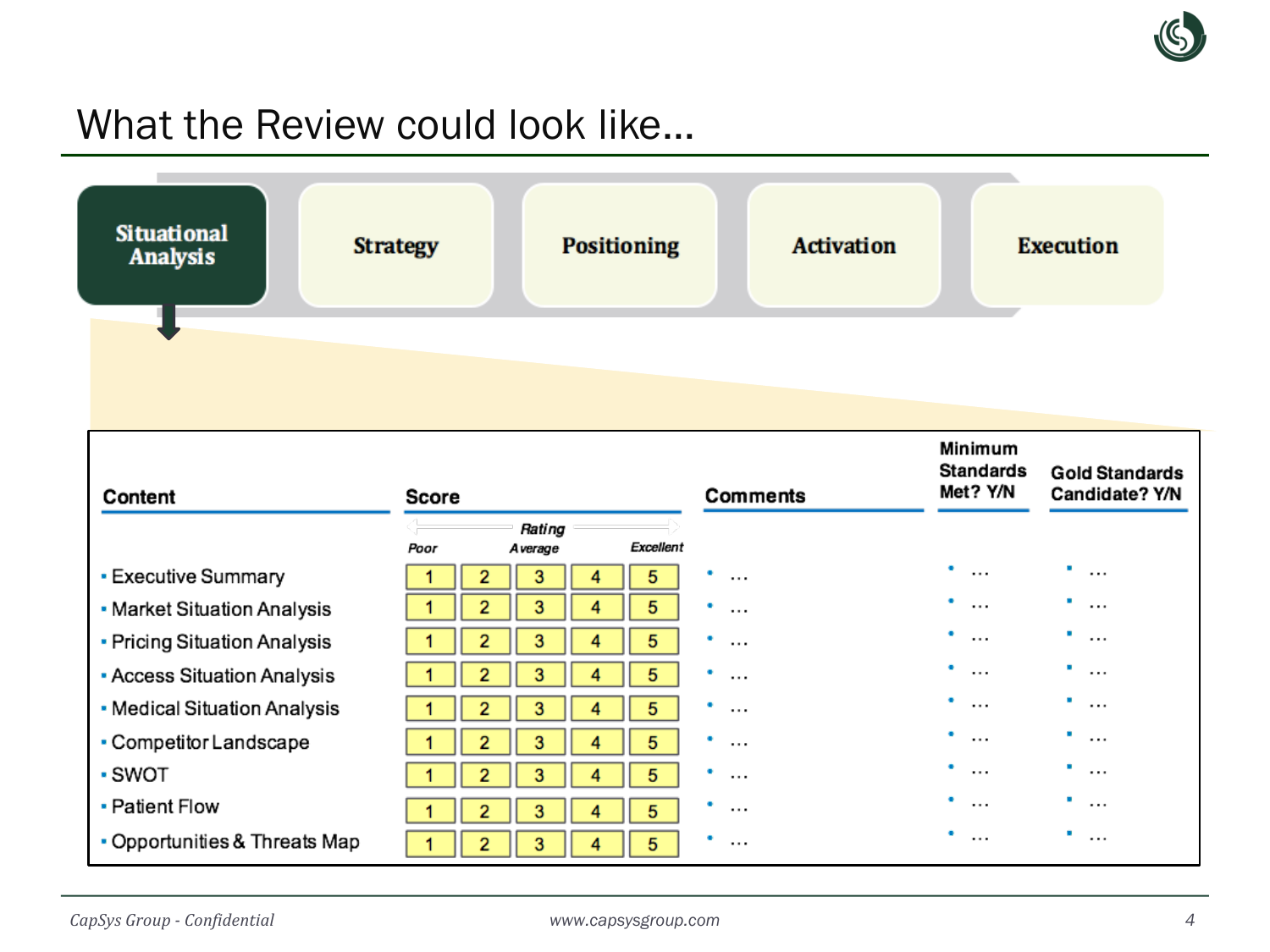# What the Review could look like…

**Situational Analysis** → Strategy → Positioning → Activation → Execution

| Content | Score (Rating: Poor – Average – Excellent) | | | | | Comments | Minimum Standards Met? Y/N | Gold Standards Candidate? Y/N |
|---|---|---|---|---|---|---|---|---|
| | *Poor* | | *Average* | | *Excellent* | | | |
| Executive Summary | 1 | 2 | 3 | 4 | 5 | … | … | … |
| Market Situation Analysis | 1 | 2 | 3 | 4 | 5 | … | … | … |
| Pricing Situation Analysis | 1 | 2 | 3 | 4 | 5 | … | … | … |
| Access Situation Analysis | 1 | 2 | 3 | 4 | 5 | … | … | … |
| Medical Situation Analysis | 1 | 2 | 3 | 4 | 5 | … | … | … |
| Competitor Landscape | 1 | 2 | 3 | 4 | 5 | … | … | … |
| SWOT | 1 | 2 | 3 | 4 | 5 | … | … | … |
| Patient Flow | 1 | 2 | 3 | 4 | 5 | … | … | … |
| Opportunities & Threats Map | 1 | 2 | 3 | 4 | 5 | … | … | … |

*CapSys Group - Confidential* www.capsysgroup.com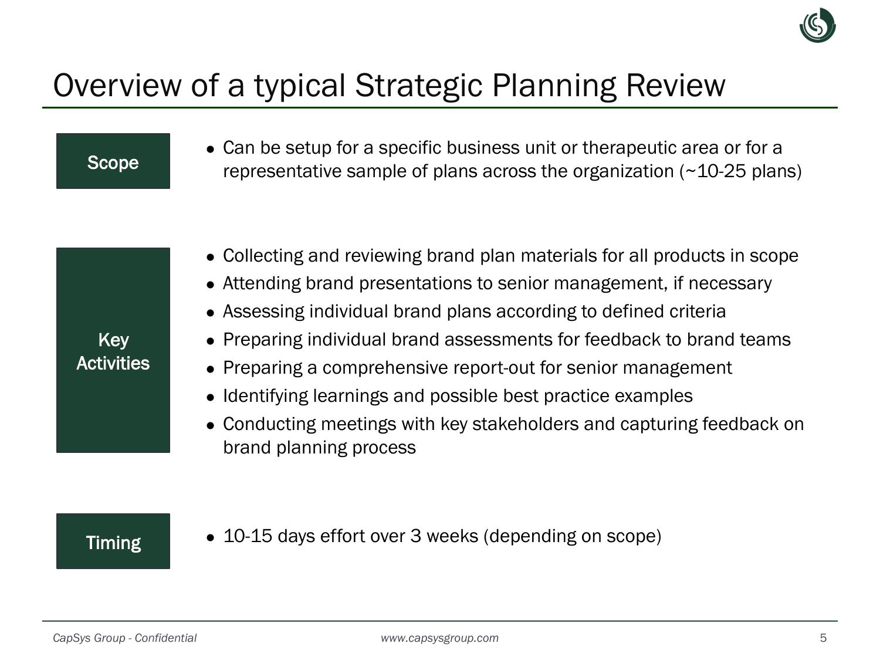# Overview of a typical Strategic Planning Review

**Scope**

- Can be setup for a specific business unit or therapeutic area or for a representative sample of plans across the organization (~10-25 plans)

**Key Activities**

- Collecting and reviewing brand plan materials for all products in scope
- Attending brand presentations to senior management, if necessary
- Assessing individual brand plans according to defined criteria
- Preparing individual brand assessments for feedback to brand teams
- Preparing a comprehensive report-out for senior management
- Identifying learnings and possible best practice examples
- Conducting meetings with key stakeholders and capturing feedback on brand planning process

**Timing**

- 10-15 days effort over 3 weeks (depending on scope)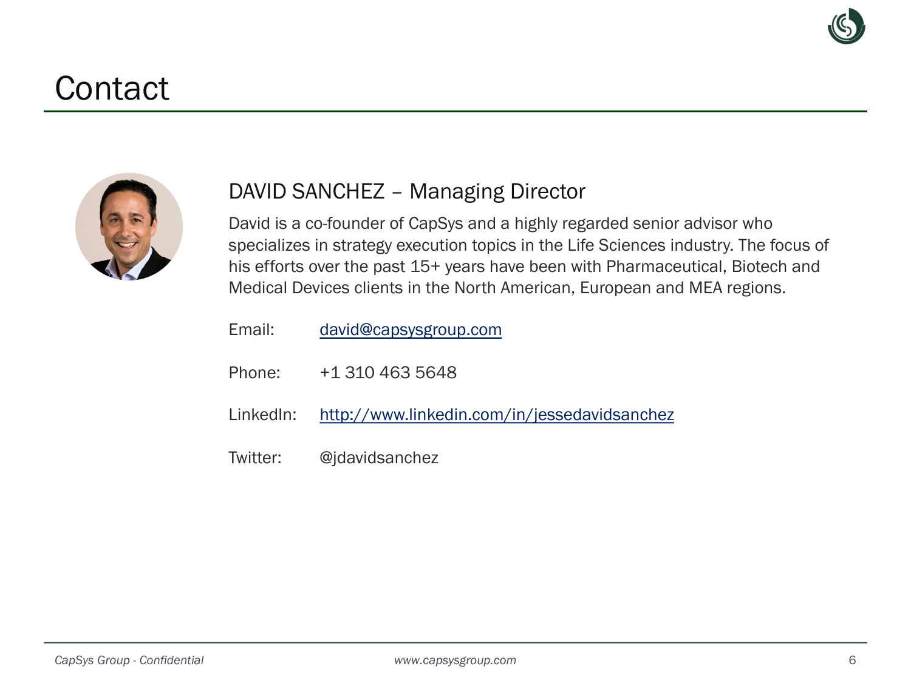# Contact

## DAVID SANCHEZ – Managing Director

David is a co-founder of CapSys and a highly regarded senior advisor who specializes in strategy execution topics in the Life Sciences industry. The focus of his efforts over the past 15+ years have been with Pharmaceutical, Biotech and Medical Devices clients in the North American, European and MEA regions.

Email: david@capsysgroup.com

Phone: +1 310 463 5648

LinkedIn: http://www.linkedin.com/in/jessedavidsanchez

Twitter: @jdavidsanchez